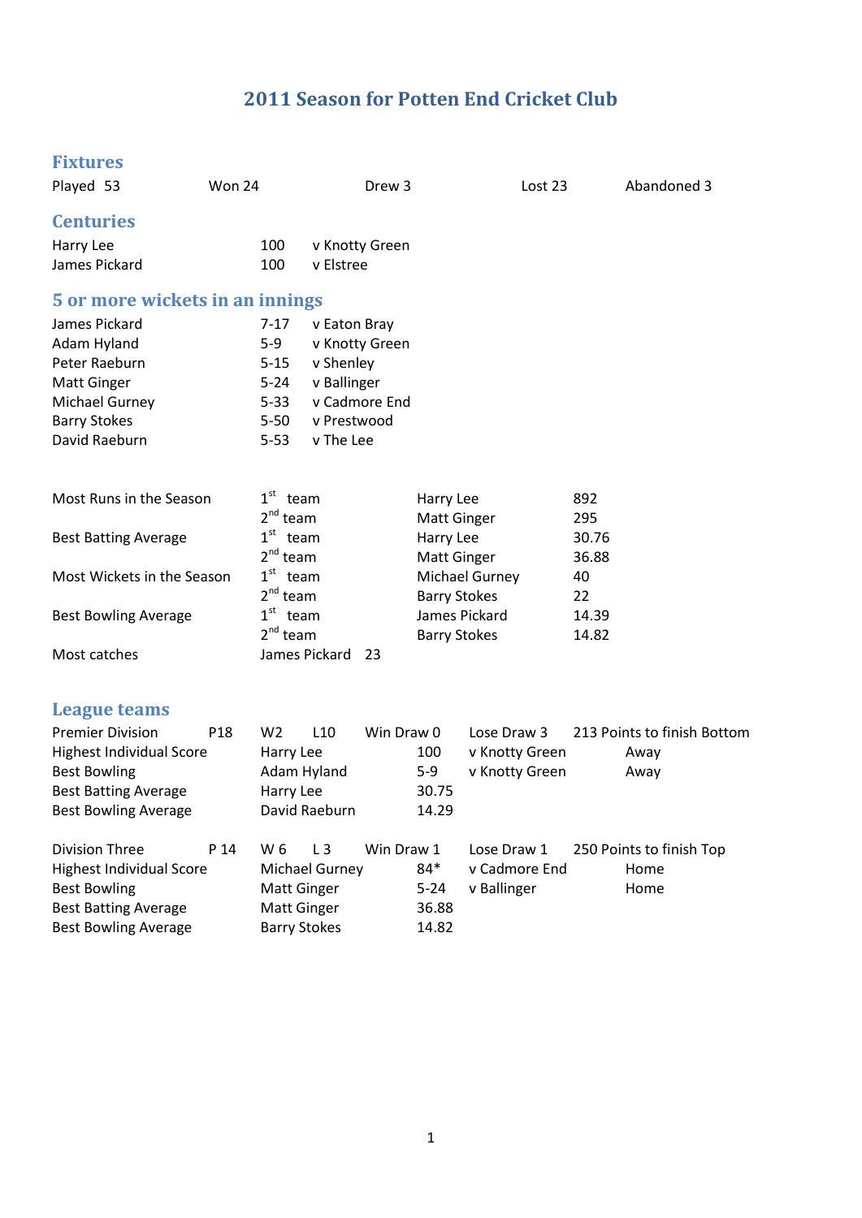# 2011 Season for Potten End Cricket Club

## Fixtures

| Played 53 | Won 24 | Drew 3 | Lost 23 | Abandoned 3 |
|---|---|---|---|---|

## Centuries

| | | |
|---|---|---|
| Harry Lee | 100 | v Knotty Green |
| James Pickard | 100 | v Elstree |

## 5 or more wickets in an innings

| | | |
|---|---|---|
| James Pickard | 7-17 | v Eaton Bray |
| Adam Hyland | 5-9 | v Knotty Green |
| Peter Raeburn | 5-15 | v Shenley |
| Matt Ginger | 5-24 | v Ballinger |
| Michael Gurney | 5-33 | v Cadmore End |
| Barry Stokes | 5-50 | v Prestwood |
| David Raeburn | 5-53 | v The Lee |

| | | | |
|---|---|---|---|
| Most Runs in the Season | 1st team | Harry Lee | 892 |
| | 2nd team | Matt Ginger | 295 |
| Best Batting Average | 1st team | Harry Lee | 30.76 |
| | 2nd team | Matt Ginger | 36.88 |
| Most Wickets in the Season | 1st team | Michael Gurney | 40 |
| | 2nd team | Barry Stokes | 22 |
| Best Bowling Average | 1st team | James Pickard | 14.39 |
| | 2nd team | Barry Stokes | 14.82 |
| Most catches | James Pickard 23 | | |

## League teams

| | | | | | | |
|---|---|---|---|---|---|---|
| Premier Division | P18 | W2 L10 | Win Draw 0 | Lose Draw 3 | 213 Points to finish Bottom | |
| Highest Individual Score | | Harry Lee | 100 | v Knotty Green | Away | |
| Best Bowling | | Adam Hyland | 5-9 | v Knotty Green | Away | |
| Best Batting Average | | Harry Lee | 30.75 | | | |
| Best Bowling Average | | David Raeburn | 14.29 | | | |

| | | | | | | |
|---|---|---|---|---|---|---|
| Division Three | P 14 | W 6 L 3 | Win Draw 1 | Lose Draw 1 | 250 Points to finish Top | |
| Highest Individual Score | | Michael Gurney | 84* | v Cadmore End | Home | |
| Best Bowling | | Matt Ginger | 5-24 | v Ballinger | Home | |
| Best Batting Average | | Matt Ginger | 36.88 | | | |
| Best Bowling Average | | Barry Stokes | 14.82 | | | |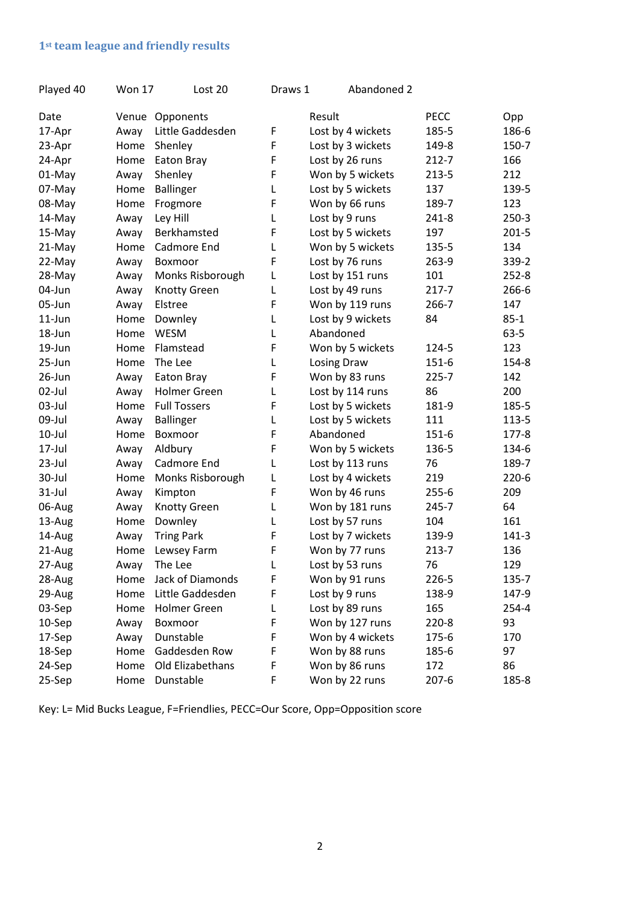# 1st team league and friendly results

Played 40 Won 17 Lost 20 Draws 1 Abandoned 2

| Date | Venue | Opponents | | Result | PECC | Opp |
|---|---|---|---|---|---|---|
| 17-Apr | Away | Little Gaddesden | F | Lost by 4 wickets | 185-5 | 186-6 |
| 23-Apr | Home | Shenley | F | Lost by 3 wickets | 149-8 | 150-7 |
| 24-Apr | Home | Eaton Bray | F | Lost by 26 runs | 212-7 | 166 |
| 01-May | Away | Shenley | F | Won by 5 wickets | 213-5 | 212 |
| 07-May | Home | Ballinger | L | Lost by 5 wickets | 137 | 139-5 |
| 08-May | Home | Frogmore | F | Won by 66 runs | 189-7 | 123 |
| 14-May | Away | Ley Hill | L | Lost by 9 runs | 241-8 | 250-3 |
| 15-May | Away | Berkhamsted | F | Lost by 5 wickets | 197 | 201-5 |
| 21-May | Home | Cadmore End | L | Won by 5 wickets | 135-5 | 134 |
| 22-May | Away | Boxmoor | F | Lost by 76 runs | 263-9 | 339-2 |
| 28-May | Away | Monks Risborough | L | Lost by 151 runs | 101 | 252-8 |
| 04-Jun | Away | Knotty Green | L | Lost by 49 runs | 217-7 | 266-6 |
| 05-Jun | Away | Elstree | F | Won by 119 runs | 266-7 | 147 |
| 11-Jun | Home | Downley | L | Lost by 9 wickets | 84 | 85-1 |
| 18-Jun | Home | WESM | L | Abandoned | | 63-5 |
| 19-Jun | Home | Flamstead | F | Won by 5 wickets | 124-5 | 123 |
| 25-Jun | Home | The Lee | L | Losing Draw | 151-6 | 154-8 |
| 26-Jun | Away | Eaton Bray | F | Won by 83 runs | 225-7 | 142 |
| 02-Jul | Away | Holmer Green | L | Lost by 114 runs | 86 | 200 |
| 03-Jul | Home | Full Tossers | F | Lost by 5 wickets | 181-9 | 185-5 |
| 09-Jul | Away | Ballinger | L | Lost by 5 wickets | 111 | 113-5 |
| 10-Jul | Home | Boxmoor | F | Abandoned | 151-6 | 177-8 |
| 17-Jul | Away | Aldbury | F | Won by 5 wickets | 136-5 | 134-6 |
| 23-Jul | Away | Cadmore End | L | Lost by 113 runs | 76 | 189-7 |
| 30-Jul | Home | Monks Risborough | L | Lost by 4 wickets | 219 | 220-6 |
| 31-Jul | Away | Kimpton | F | Won by 46 runs | 255-6 | 209 |
| 06-Aug | Away | Knotty Green | L | Won by 181 runs | 245-7 | 64 |
| 13-Aug | Home | Downley | L | Lost by 57 runs | 104 | 161 |
| 14-Aug | Away | Tring Park | F | Lost by 7 wickets | 139-9 | 141-3 |
| 21-Aug | Home | Lewsey Farm | F | Won by 77 runs | 213-7 | 136 |
| 27-Aug | Away | The Lee | L | Lost by 53 runs | 76 | 129 |
| 28-Aug | Home | Jack of Diamonds | F | Won by 91 runs | 226-5 | 135-7 |
| 29-Aug | Home | Little Gaddesden | F | Lost by 9 runs | 138-9 | 147-9 |
| 03-Sep | Home | Holmer Green | L | Lost by 89 runs | 165 | 254-4 |
| 10-Sep | Away | Boxmoor | F | Won by 127 runs | 220-8 | 93 |
| 17-Sep | Away | Dunstable | F | Won by 4 wickets | 175-6 | 170 |
| 18-Sep | Home | Gaddesden Row | F | Won by 88 runs | 185-6 | 97 |
| 24-Sep | Home | Old Elizabethans | F | Won by 86 runs | 172 | 86 |
| 25-Sep | Home | Dunstable | F | Won by 22 runs | 207-6 | 185-8 |

Key: L= Mid Bucks League, F=Friendlies, PECC=Our Score, Opp=Opposition score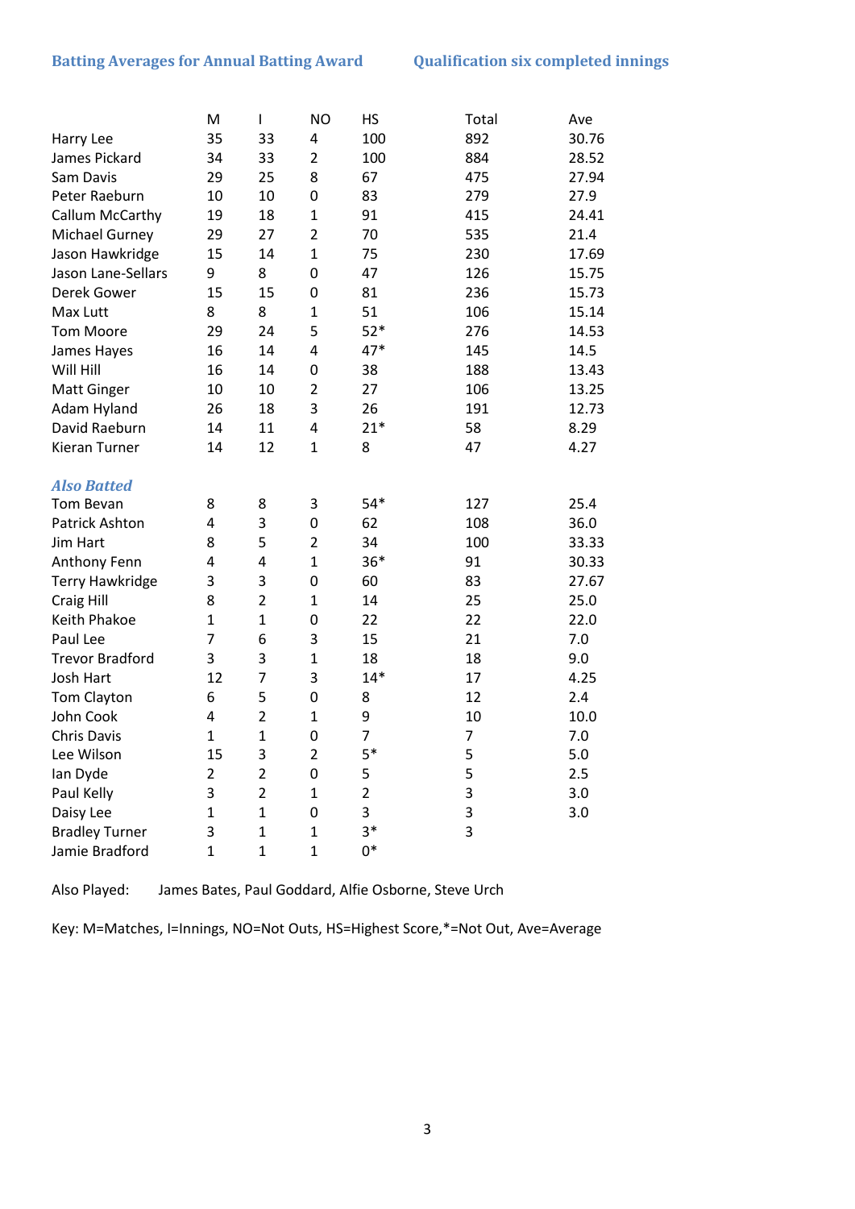**Batting Averages for Annual Batting Award** **Qualification six completed innings**

| | M | I | NO | HS | Total | Ave |
|---|---|---|---|---|---|---|
| Harry Lee | 35 | 33 | 4 | 100 | 892 | 30.76 |
| James Pickard | 34 | 33 | 2 | 100 | 884 | 28.52 |
| Sam Davis | 29 | 25 | 8 | 67 | 475 | 27.94 |
| Peter Raeburn | 10 | 10 | 0 | 83 | 279 | 27.9 |
| Callum McCarthy | 19 | 18 | 1 | 91 | 415 | 24.41 |
| Michael Gurney | 29 | 27 | 2 | 70 | 535 | 21.4 |
| Jason Hawkridge | 15 | 14 | 1 | 75 | 230 | 17.69 |
| Jason Lane-Sellars | 9 | 8 | 0 | 47 | 126 | 15.75 |
| Derek Gower | 15 | 15 | 0 | 81 | 236 | 15.73 |
| Max Lutt | 8 | 8 | 1 | 51 | 106 | 15.14 |
| Tom Moore | 29 | 24 | 5 | 52* | 276 | 14.53 |
| James Hayes | 16 | 14 | 4 | 47* | 145 | 14.5 |
| Will Hill | 16 | 14 | 0 | 38 | 188 | 13.43 |
| Matt Ginger | 10 | 10 | 2 | 27 | 106 | 13.25 |
| Adam Hyland | 26 | 18 | 3 | 26 | 191 | 12.73 |
| David Raeburn | 14 | 11 | 4 | 21* | 58 | 8.29 |
| Kieran Turner | 14 | 12 | 1 | 8 | 47 | 4.27 |
| ***Also Batted*** | | | | | | |
| Tom Bevan | 8 | 8 | 3 | 54* | 127 | 25.4 |
| Patrick Ashton | 4 | 3 | 0 | 62 | 108 | 36.0 |
| Jim Hart | 8 | 5 | 2 | 34 | 100 | 33.33 |
| Anthony Fenn | 4 | 4 | 1 | 36* | 91 | 30.33 |
| Terry Hawkridge | 3 | 3 | 0 | 60 | 83 | 27.67 |
| Craig Hill | 8 | 2 | 1 | 14 | 25 | 25.0 |
| Keith Phakoe | 1 | 1 | 0 | 22 | 22 | 22.0 |
| Paul Lee | 7 | 6 | 3 | 15 | 21 | 7.0 |
| Trevor Bradford | 3 | 3 | 1 | 18 | 18 | 9.0 |
| Josh Hart | 12 | 7 | 3 | 14* | 17 | 4.25 |
| Tom Clayton | 6 | 5 | 0 | 8 | 12 | 2.4 |
| John Cook | 4 | 2 | 1 | 9 | 10 | 10.0 |
| Chris Davis | 1 | 1 | 0 | 7 | 7 | 7.0 |
| Lee Wilson | 15 | 3 | 2 | 5* | 5 | 5.0 |
| Ian Dyde | 2 | 2 | 0 | 5 | 5 | 2.5 |
| Paul Kelly | 3 | 2 | 1 | 2 | 3 | 3.0 |
| Daisy Lee | 1 | 1 | 0 | 3 | 3 | 3.0 |
| Bradley Turner | 3 | 1 | 1 | 3* | 3 | |
| Jamie Bradford | 1 | 1 | 1 | 0* | | |

Also Played: James Bates, Paul Goddard, Alfie Osborne, Steve Urch

Key: M=Matches, I=Innings, NO=Not Outs, HS=Highest Score,*=Not Out, Ave=Average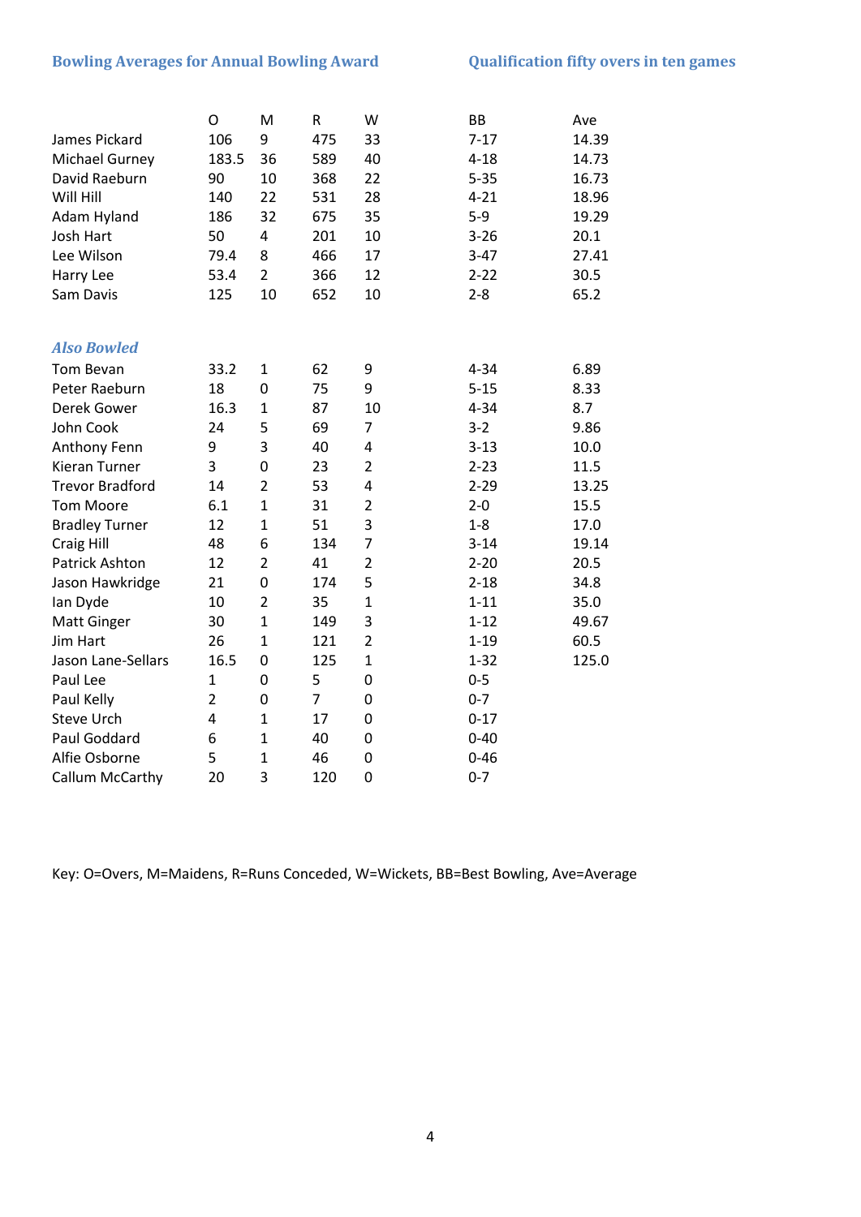**Bowling Averages for Annual Bowling Award** **Qualification fifty overs in ten games**

| | O | M | R | W | BB | Ave |
|---|---|---|---|---|---|---|
| James Pickard | 106 | 9 | 475 | 33 | 7-17 | 14.39 |
| Michael Gurney | 183.5 | 36 | 589 | 40 | 4-18 | 14.73 |
| David Raeburn | 90 | 10 | 368 | 22 | 5-35 | 16.73 |
| Will Hill | 140 | 22 | 531 | 28 | 4-21 | 18.96 |
| Adam Hyland | 186 | 32 | 675 | 35 | 5-9 | 19.29 |
| Josh Hart | 50 | 4 | 201 | 10 | 3-26 | 20.1 |
| Lee Wilson | 79.4 | 8 | 466 | 17 | 3-47 | 27.41 |
| Harry Lee | 53.4 | 2 | 366 | 12 | 2-22 | 30.5 |
| Sam Davis | 125 | 10 | 652 | 10 | 2-8 | 65.2 |

***Also Bowled***

| | O | M | R | W | BB | Ave |
|---|---|---|---|---|---|---|
| Tom Bevan | 33.2 | 1 | 62 | 9 | 4-34 | 6.89 |
| Peter Raeburn | 18 | 0 | 75 | 9 | 5-15 | 8.33 |
| Derek Gower | 16.3 | 1 | 87 | 10 | 4-34 | 8.7 |
| John Cook | 24 | 5 | 69 | 7 | 3-2 | 9.86 |
| Anthony Fenn | 9 | 3 | 40 | 4 | 3-13 | 10.0 |
| Kieran Turner | 3 | 0 | 23 | 2 | 2-23 | 11.5 |
| Trevor Bradford | 14 | 2 | 53 | 4 | 2-29 | 13.25 |
| Tom Moore | 6.1 | 1 | 31 | 2 | 2-0 | 15.5 |
| Bradley Turner | 12 | 1 | 51 | 3 | 1-8 | 17.0 |
| Craig Hill | 48 | 6 | 134 | 7 | 3-14 | 19.14 |
| Patrick Ashton | 12 | 2 | 41 | 2 | 2-20 | 20.5 |
| Jason Hawkridge | 21 | 0 | 174 | 5 | 2-18 | 34.8 |
| Ian Dyde | 10 | 2 | 35 | 1 | 1-11 | 35.0 |
| Matt Ginger | 30 | 1 | 149 | 3 | 1-12 | 49.67 |
| Jim Hart | 26 | 1 | 121 | 2 | 1-19 | 60.5 |
| Jason Lane-Sellars | 16.5 | 0 | 125 | 1 | 1-32 | 125.0 |
| Paul Lee | 1 | 0 | 5 | 0 | 0-5 | |
| Paul Kelly | 2 | 0 | 7 | 0 | 0-7 | |
| Steve Urch | 4 | 1 | 17 | 0 | 0-17 | |
| Paul Goddard | 6 | 1 | 40 | 0 | 0-40 | |
| Alfie Osborne | 5 | 1 | 46 | 0 | 0-46 | |
| Callum McCarthy | 20 | 3 | 120 | 0 | 0-7 | |

Key: O=Overs, M=Maidens, R=Runs Conceded, W=Wickets, BB=Best Bowling, Ave=Average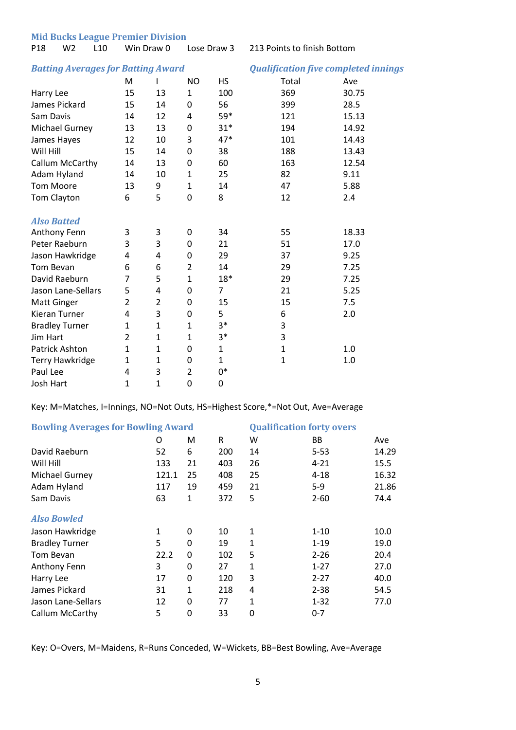### Mid Bucks League Premier Division

P18 W2 L10 Win Draw 0 Lose Draw 3 213 Points to finish Bottom

### *Batting Averages for Batting Award* — *Qualification five completed innings*

| | M | I | NO | HS | Total | Ave |
|---|---|---|---|---|---|---|
| Harry Lee | 15 | 13 | 1 | 100 | 369 | 30.75 |
| James Pickard | 15 | 14 | 0 | 56 | 399 | 28.5 |
| Sam Davis | 14 | 12 | 4 | 59* | 121 | 15.13 |
| Michael Gurney | 13 | 13 | 0 | 31* | 194 | 14.92 |
| James Hayes | 12 | 10 | 3 | 47* | 101 | 14.43 |
| Will Hill | 15 | 14 | 0 | 38 | 188 | 13.43 |
| Callum McCarthy | 14 | 13 | 0 | 60 | 163 | 12.54 |
| Adam Hyland | 14 | 10 | 1 | 25 | 82 | 9.11 |
| Tom Moore | 13 | 9 | 1 | 14 | 47 | 5.88 |
| Tom Clayton | 6 | 5 | 0 | 8 | 12 | 2.4 |
| ***Also Batted*** | | | | | | |
| Anthony Fenn | 3 | 3 | 0 | 34 | 55 | 18.33 |
| Peter Raeburn | 3 | 3 | 0 | 21 | 51 | 17.0 |
| Jason Hawkridge | 4 | 4 | 0 | 29 | 37 | 9.25 |
| Tom Bevan | 6 | 6 | 2 | 14 | 29 | 7.25 |
| David Raeburn | 7 | 5 | 1 | 18* | 29 | 7.25 |
| Jason Lane-Sellars | 5 | 4 | 0 | 7 | 21 | 5.25 |
| Matt Ginger | 2 | 2 | 0 | 15 | 15 | 7.5 |
| Kieran Turner | 4 | 3 | 0 | 5 | 6 | 2.0 |
| Bradley Turner | 1 | 1 | 1 | 3* | 3 | |
| Jim Hart | 2 | 1 | 1 | 3* | 3 | |
| Patrick Ashton | 1 | 1 | 0 | 1 | 1 | 1.0 |
| Terry Hawkridge | 1 | 1 | 0 | 1 | 1 | 1.0 |
| Paul Lee | 4 | 3 | 2 | 0* | | |
| Josh Hart | 1 | 1 | 0 | 0 | | |

Key: M=Matches, I=Innings, NO=Not Outs, HS=Highest Score,*=Not Out, Ave=Average

### Bowling Averages for Bowling Award — Qualification forty overs

| | O | M | R | W | BB | Ave |
|---|---|---|---|---|---|---|
| David Raeburn | 52 | 6 | 200 | 14 | 5-53 | 14.29 |
| Will Hill | 133 | 21 | 403 | 26 | 4-21 | 15.5 |
| Michael Gurney | 121.1 | 25 | 408 | 25 | 4-18 | 16.32 |
| Adam Hyland | 117 | 19 | 459 | 21 | 5-9 | 21.86 |
| Sam Davis | 63 | 1 | 372 | 5 | 2-60 | 74.4 |
| ***Also Bowled*** | | | | | | |
| Jason Hawkridge | 1 | 0 | 10 | 1 | 1-10 | 10.0 |
| Bradley Turner | 5 | 0 | 19 | 1 | 1-19 | 19.0 |
| Tom Bevan | 22.2 | 0 | 102 | 5 | 2-26 | 20.4 |
| Anthony Fenn | 3 | 0 | 27 | 1 | 1-27 | 27.0 |
| Harry Lee | 17 | 0 | 120 | 3 | 2-27 | 40.0 |
| James Pickard | 31 | 1 | 218 | 4 | 2-38 | 54.5 |
| Jason Lane-Sellars | 12 | 0 | 77 | 1 | 1-32 | 77.0 |
| Callum McCarthy | 5 | 0 | 33 | 0 | 0-7 | |

Key: O=Overs, M=Maidens, R=Runs Conceded, W=Wickets, BB=Best Bowling, Ave=Average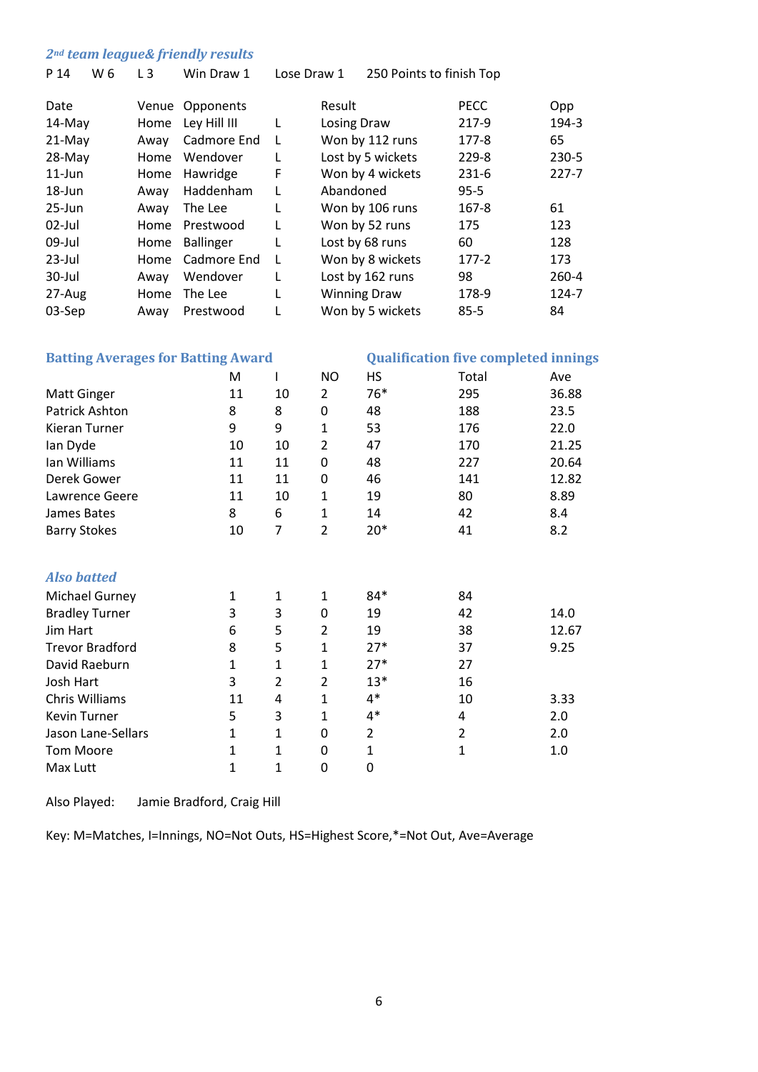## *2nd team league& friendly results*

P 14 W 6 L 3 Win Draw 1 Lose Draw 1 250 Points to finish Top

| Date | Venue | Opponents | | Result | PECC | Opp |
|---|---|---|---|---|---|---|
| 14-May | Home | Ley Hill III | L | Losing Draw | 217-9 | 194-3 |
| 21-May | Away | Cadmore End | L | Won by 112 runs | 177-8 | 65 |
| 28-May | Home | Wendover | L | Lost by 5 wickets | 229-8 | 230-5 |
| 11-Jun | Home | Hawridge | F | Won by 4 wickets | 231-6 | 227-7 |
| 18-Jun | Away | Haddenham | L | Abandoned | 95-5 | |
| 25-Jun | Away | The Lee | L | Won by 106 runs | 167-8 | 61 |
| 02-Jul | Home | Prestwood | L | Won by 52 runs | 175 | 123 |
| 09-Jul | Home | Ballinger | L | Lost by 68 runs | 60 | 128 |
| 23-Jul | Home | Cadmore End | L | Won by 8 wickets | 177-2 | 173 |
| 30-Jul | Away | Wendover | L | Lost by 162 runs | 98 | 260-4 |
| 27-Aug | Home | The Lee | L | Winning Draw | 178-9 | 124-7 |
| 03-Sep | Away | Prestwood | L | Won by 5 wickets | 85-5 | 84 |

## Batting Averages for Batting Award

**Qualification five completed innings**

| | M | I | NO | HS | Total | Ave |
|---|---|---|---|---|---|---|
| Matt Ginger | 11 | 10 | 2 | 76* | 295 | 36.88 |
| Patrick Ashton | 8 | 8 | 0 | 48 | 188 | 23.5 |
| Kieran Turner | 9 | 9 | 1 | 53 | 176 | 22.0 |
| Ian Dyde | 10 | 10 | 2 | 47 | 170 | 21.25 |
| Ian Williams | 11 | 11 | 0 | 48 | 227 | 20.64 |
| Derek Gower | 11 | 11 | 0 | 46 | 141 | 12.82 |
| Lawrence Geere | 11 | 10 | 1 | 19 | 80 | 8.89 |
| James Bates | 8 | 6 | 1 | 14 | 42 | 8.4 |
| Barry Stokes | 10 | 7 | 2 | 20* | 41 | 8.2 |

### *Also batted*

| | M | I | NO | HS | Total | Ave |
|---|---|---|---|---|---|---|
| Michael Gurney | 1 | 1 | 1 | 84* | 84 | |
| Bradley Turner | 3 | 3 | 0 | 19 | 42 | 14.0 |
| Jim Hart | 6 | 5 | 2 | 19 | 38 | 12.67 |
| Trevor Bradford | 8 | 5 | 1 | 27* | 37 | 9.25 |
| David Raeburn | 1 | 1 | 1 | 27* | 27 | |
| Josh Hart | 3 | 2 | 2 | 13* | 16 | |
| Chris Williams | 11 | 4 | 1 | 4* | 10 | 3.33 |
| Kevin Turner | 5 | 3 | 1 | 4* | 4 | 2.0 |
| Jason Lane-Sellars | 1 | 1 | 0 | 2 | 2 | 2.0 |
| Tom Moore | 1 | 1 | 0 | 1 | 1 | 1.0 |
| Max Lutt | 1 | 1 | 0 | 0 | | |

Also Played: Jamie Bradford, Craig Hill

Key: M=Matches, I=Innings, NO=Not Outs, HS=Highest Score,*=Not Out, Ave=Average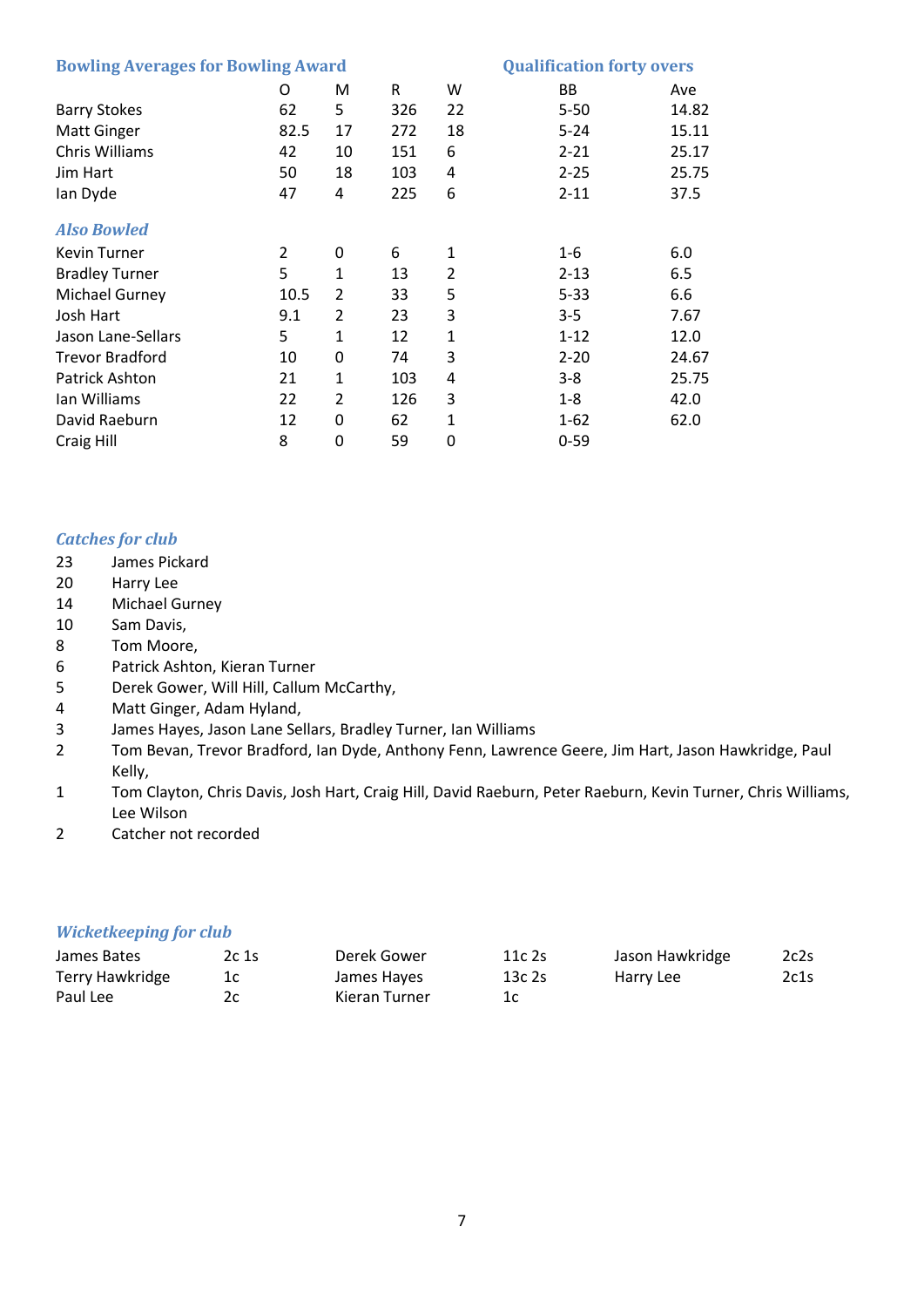### Bowling Averages for Bowling Award

**Qualification forty overs**

| | O | M | R | W | BB | Ave |
|---|---|---|---|---|---|---|
| Barry Stokes | 62 | 5 | 326 | 22 | 5-50 | 14.82 |
| Matt Ginger | 82.5 | 17 | 272 | 18 | 5-24 | 15.11 |
| Chris Williams | 42 | 10 | 151 | 6 | 2-21 | 25.17 |
| Jim Hart | 50 | 18 | 103 | 4 | 2-25 | 25.75 |
| Ian Dyde | 47 | 4 | 225 | 6 | 2-11 | 37.5 |
| ***Also Bowled*** | | | | | | |
| Kevin Turner | 2 | 0 | 6 | 1 | 1-6 | 6.0 |
| Bradley Turner | 5 | 1 | 13 | 2 | 2-13 | 6.5 |
| Michael Gurney | 10.5 | 2 | 33 | 5 | 5-33 | 6.6 |
| Josh Hart | 9.1 | 2 | 23 | 3 | 3-5 | 7.67 |
| Jason Lane-Sellars | 5 | 1 | 12 | 1 | 1-12 | 12.0 |
| Trevor Bradford | 10 | 0 | 74 | 3 | 2-20 | 24.67 |
| Patrick Ashton | 21 | 1 | 103 | 4 | 3-8 | 25.75 |
| Ian Williams | 22 | 2 | 126 | 3 | 1-8 | 42.0 |
| David Raeburn | 12 | 0 | 62 | 1 | 1-62 | 62.0 |
| Craig Hill | 8 | 0 | 59 | 0 | 0-59 | |

### *Catches for club*

| | |
|---|---|
| 23 | James Pickard |
| 20 | Harry Lee |
| 14 | Michael Gurney |
| 10 | Sam Davis, |
| 8 | Tom Moore, |
| 6 | Patrick Ashton, Kieran Turner |
| 5 | Derek Gower, Will Hill, Callum McCarthy, |
| 4 | Matt Ginger, Adam Hyland, |
| 3 | James Hayes, Jason Lane Sellars, Bradley Turner, Ian Williams |
| 2 | Tom Bevan, Trevor Bradford, Ian Dyde, Anthony Fenn, Lawrence Geere, Jim Hart, Jason Hawkridge, Paul Kelly, |
| 1 | Tom Clayton, Chris Davis, Josh Hart, Craig Hill, David Raeburn, Peter Raeburn, Kevin Turner, Chris Williams, Lee Wilson |
| 2 | Catcher not recorded |

### *Wicketkeeping for club*

| | | | | | |
|---|---|---|---|---|---|
| James Bates | 2c 1s | Derek Gower | 11c 2s | Jason Hawkridge | 2c2s |
| Terry Hawkridge | 1c | James Hayes | 13c 2s | Harry Lee | 2c1s |
| Paul Lee | 2c | Kieran Turner | 1c | | |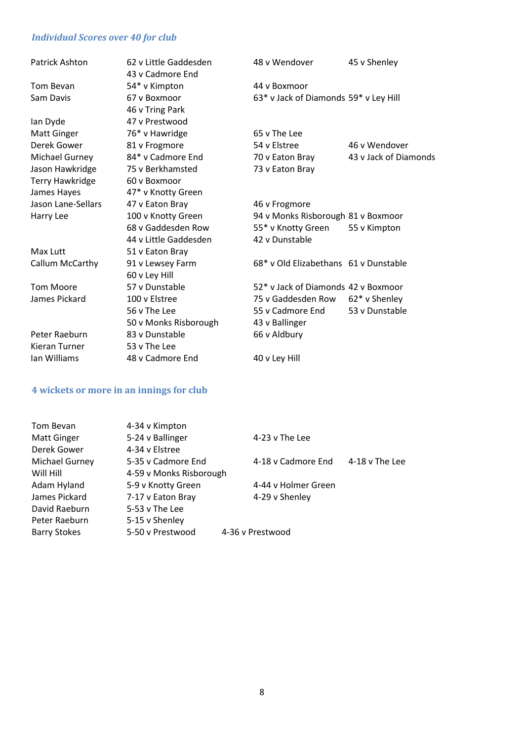## *Individual Scores over 40 for club*

| | | | |
|---|---|---|---|
| Patrick Ashton | 62 v Little Gaddesden | 48 v Wendover | 45 v Shenley |
| | 43 v Cadmore End | | |
| Tom Bevan | 54* v Kimpton | 44 v Boxmoor | |
| Sam Davis | 67 v Boxmoor | 63* v Jack of Diamonds | 59* v Ley Hill |
| | 46 v Tring Park | | |
| Ian Dyde | 47 v Prestwood | | |
| Matt Ginger | 76* v Hawridge | 65 v The Lee | |
| Derek Gower | 81 v Frogmore | 54 v Elstree | 46 v Wendover |
| Michael Gurney | 84* v Cadmore End | 70 v Eaton Bray | 43 v Jack of Diamonds |
| Jason Hawkridge | 75 v Berkhamsted | 73 v Eaton Bray | |
| Terry Hawkridge | 60 v Boxmoor | | |
| James Hayes | 47* v Knotty Green | | |
| Jason Lane-Sellars | 47 v Eaton Bray | 46 v Frogmore | |
| Harry Lee | 100 v Knotty Green | 94 v Monks Risborough | 81 v Boxmoor |
| | 68 v Gaddesden Row | 55* v Knotty Green | 55 v Kimpton |
| | 44 v Little Gaddesden | 42 v Dunstable | |
| Max Lutt | 51 v Eaton Bray | | |
| Callum McCarthy | 91 v Lewsey Farm | 68* v Old Elizabethans | 61 v Dunstable |
| | 60 v Ley Hill | | |
| Tom Moore | 57 v Dunstable | 52* v Jack of Diamonds | 42 v Boxmoor |
| James Pickard | 100 v Elstree | 75 v Gaddesden Row | 62* v Shenley |
| | 56 v The Lee | 55 v Cadmore End | 53 v Dunstable |
| | 50 v Monks Risborough | 43 v Ballinger | |
| Peter Raeburn | 83 v Dunstable | 66 v Aldbury | |
| Kieran Turner | 53 v The Lee | | |
| Ian Williams | 48 v Cadmore End | 40 v Ley Hill | |

## 4 wickets or more in an innings for club

| | | | |
|---|---|---|---|
| Tom Bevan | 4-34 v Kimpton | | |
| Matt Ginger | 5-24 v Ballinger | 4-23 v The Lee | |
| Derek Gower | 4-34 v Elstree | | |
| Michael Gurney | 5-35 v Cadmore End | 4-18 v Cadmore End | 4-18 v The Lee |
| Will Hill | 4-59 v Monks Risborough | | |
| Adam Hyland | 5-9 v Knotty Green | 4-44 v Holmer Green | |
| James Pickard | 7-17 v Eaton Bray | 4-29 v Shenley | |
| David Raeburn | 5-53 v The Lee | | |
| Peter Raeburn | 5-15 v Shenley | | |
| Barry Stokes | 5-50 v Prestwood | 4-36 v Prestwood | |